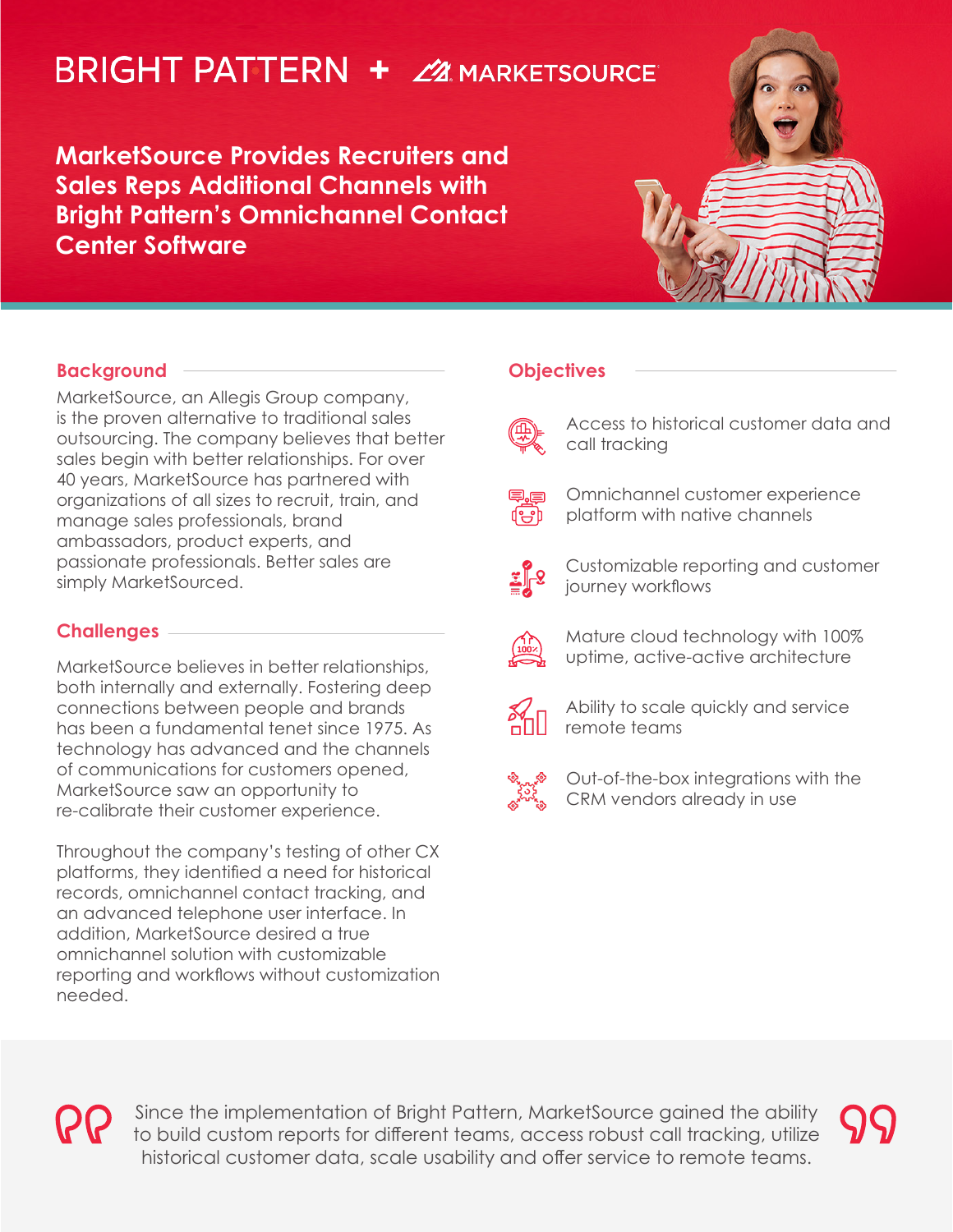BRIGHT PATTERN + MARKETSOURCE

# MarketSource Provides Recruiters and Sales Reps Additional Channels with Bright Pattern's Omnichannel Contact Center Software

## Background

MarketSource, an Allegis Group company, is the proven alternative to traditional sales outsourcing. The company believes that better sales begin with better relationships. For over 40 years, MarketSource has partnered with organizations of all sizes to recruit, train, and manage sales professionals, brand ambassadors, product experts, and passionate professionals. Better sales are simply MarketSourced.

## Challenges

MarketSource believes in better relationships, both internally and externally. Fostering deep connections between people and brands has been a fundamental tenet since 1975. As technology has advanced and the channels of communications for customers opened, MarketSource saw an opportunity to re-calibrate their customer experience.

Throughout the company's testing of other CX platforms, they identified a need for historical records, omnichannel contact tracking, and an advanced telephone user interface. In addition, MarketSource desired a true omnichannel solution with customizable reporting and workflows without customization needed.

## Objectives

- Access to historical customer data and call tracking
- Omnichannel customer experience platform with native channels
- Customizable reporting and customer journey workflows
- Mature cloud technology with 100% uptime, active-active architecture
- Ability to scale quickly and service remote teams
- Out-of-the-box integrations with the CRM vendors already in use

> Since the implementation of Bright Pattern, MarketSource gained the ability to build custom reports for different teams, access robust call tracking, utilize historical customer data, scale usability and offer service to remote teams.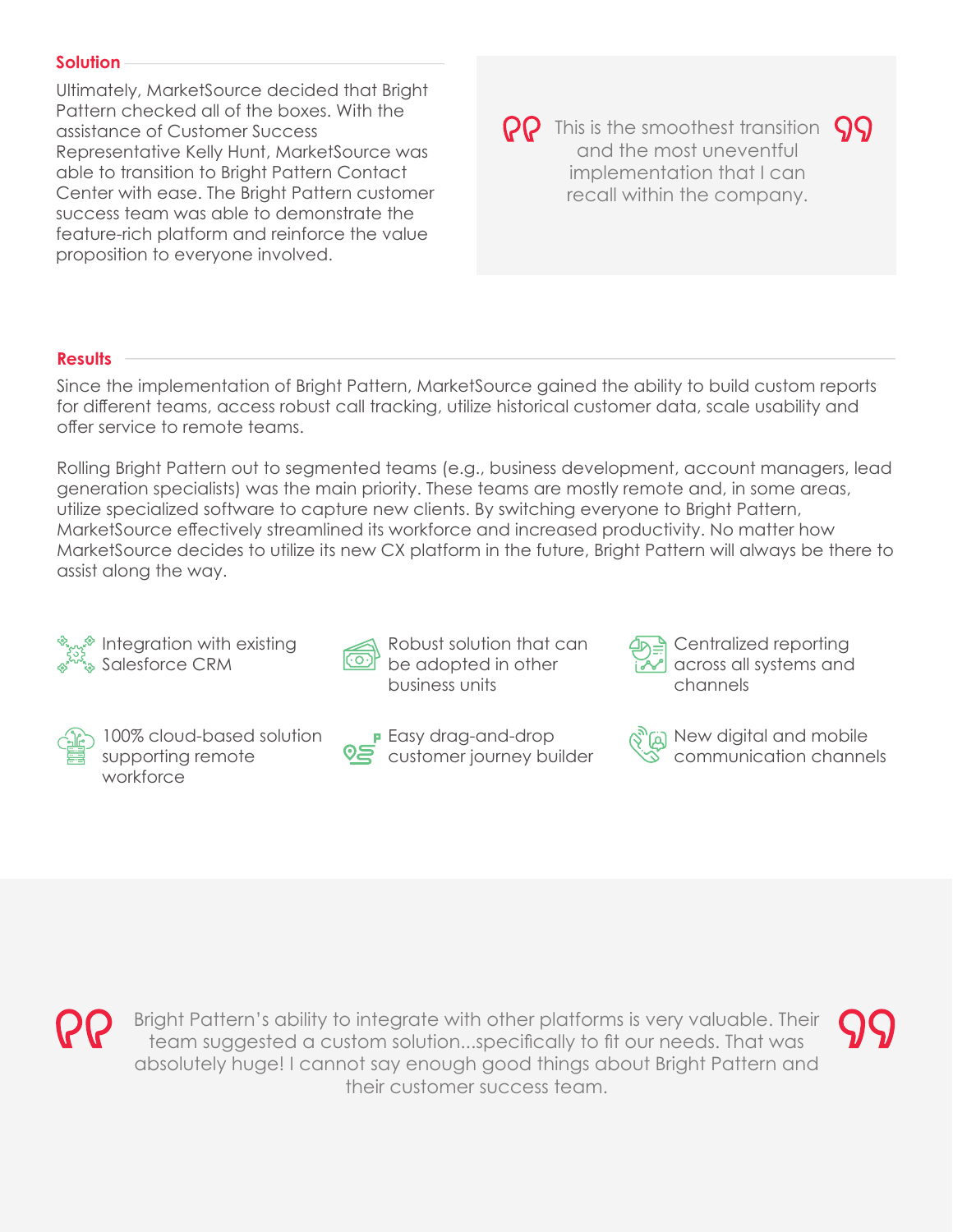## Solution

Ultimately, MarketSource decided that Bright Pattern checked all of the boxes. With the assistance of Customer Success Representative Kelly Hunt, MarketSource was able to transition to Bright Pattern Contact Center with ease. The Bright Pattern customer success team was able to demonstrate the feature-rich platform and reinforce the value proposition to everyone involved.

> This is the smoothest transition and the most uneventful implementation that I can recall within the company.

## Results

Since the implementation of Bright Pattern, MarketSource gained the ability to build custom reports for different teams, access robust call tracking, utilize historical customer data, scale usability and offer service to remote teams.

Rolling Bright Pattern out to segmented teams (e.g., business development, account managers, lead generation specialists) was the main priority. These teams are mostly remote and, in some areas, utilize specialized software to capture new clients. By switching everyone to Bright Pattern, MarketSource effectively streamlined its workforce and increased productivity. No matter how MarketSource decides to utilize its new CX platform in the future, Bright Pattern will always be there to assist along the way.

- Integration with existing Salesforce CRM
- Robust solution that can be adopted in other business units
- Centralized reporting across all systems and channels
- 100% cloud-based solution supporting remote workforce
- Easy drag-and-drop customer journey builder
- New digital and mobile communication channels

> Bright Pattern's ability to integrate with other platforms is very valuable. Their team suggested a custom solution...specifically to fit our needs. That was absolutely huge! I cannot say enough good things about Bright Pattern and their customer success team.